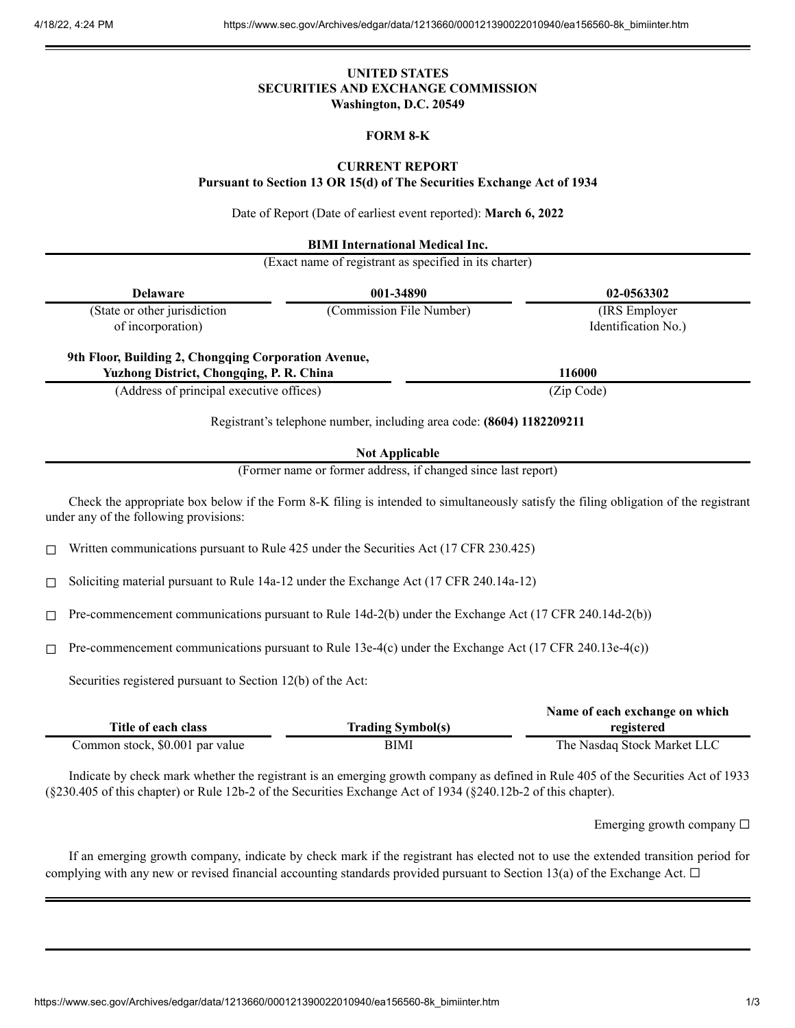**UNITED STATES**
**SECURITIES AND EXCHANGE COMMISSION**
**Washington, D.C. 20549**

**FORM 8-K**

**CURRENT REPORT**
**Pursuant to Section 13 OR 15(d) of The Securities Exchange Act of 1934**

Date of Report (Date of earliest event reported): **March 6, 2022**

**BIMI International Medical Inc.**
(Exact name of registrant as specified in its charter)

| **Delaware** | **001-34890** | **02-0563302** |
|---|---|---|
| (State or other jurisdiction of incorporation) | (Commission File Number) | (IRS Employer Identification No.) |

| **9th Floor, Building 2, Chongqing Corporation Avenue, Yuzhong District, Chongqing, P. R. China** | **116000** |
|---|---|
| (Address of principal executive offices) | (Zip Code) |

Registrant's telephone number, including area code: **(8604) 1182209211**

**Not Applicable**
(Former name or former address, if changed since last report)

Check the appropriate box below if the Form 8-K filing is intended to simultaneously satisfy the filing obligation of the registrant under any of the following provisions:

☐ Written communications pursuant to Rule 425 under the Securities Act (17 CFR 230.425)

☐ Soliciting material pursuant to Rule 14a-12 under the Exchange Act (17 CFR 240.14a-12)

☐ Pre-commencement communications pursuant to Rule 14d-2(b) under the Exchange Act (17 CFR 240.14d-2(b))

☐ Pre-commencement communications pursuant to Rule 13e-4(c) under the Exchange Act (17 CFR 240.13e-4(c))

Securities registered pursuant to Section 12(b) of the Act:

| Title of each class | Trading Symbol(s) | Name of each exchange on which registered |
|---|---|---|
| Common stock, $0.001 par value | BIMI | The Nasdaq Stock Market LLC |

Indicate by check mark whether the registrant is an emerging growth company as defined in Rule 405 of the Securities Act of 1933 (§230.405 of this chapter) or Rule 12b-2 of the Securities Exchange Act of 1934 (§240.12b-2 of this chapter).

Emerging growth company ☐

If an emerging growth company, indicate by check mark if the registrant has elected not to use the extended transition period for complying with any new or revised financial accounting standards provided pursuant to Section 13(a) of the Exchange Act. ☐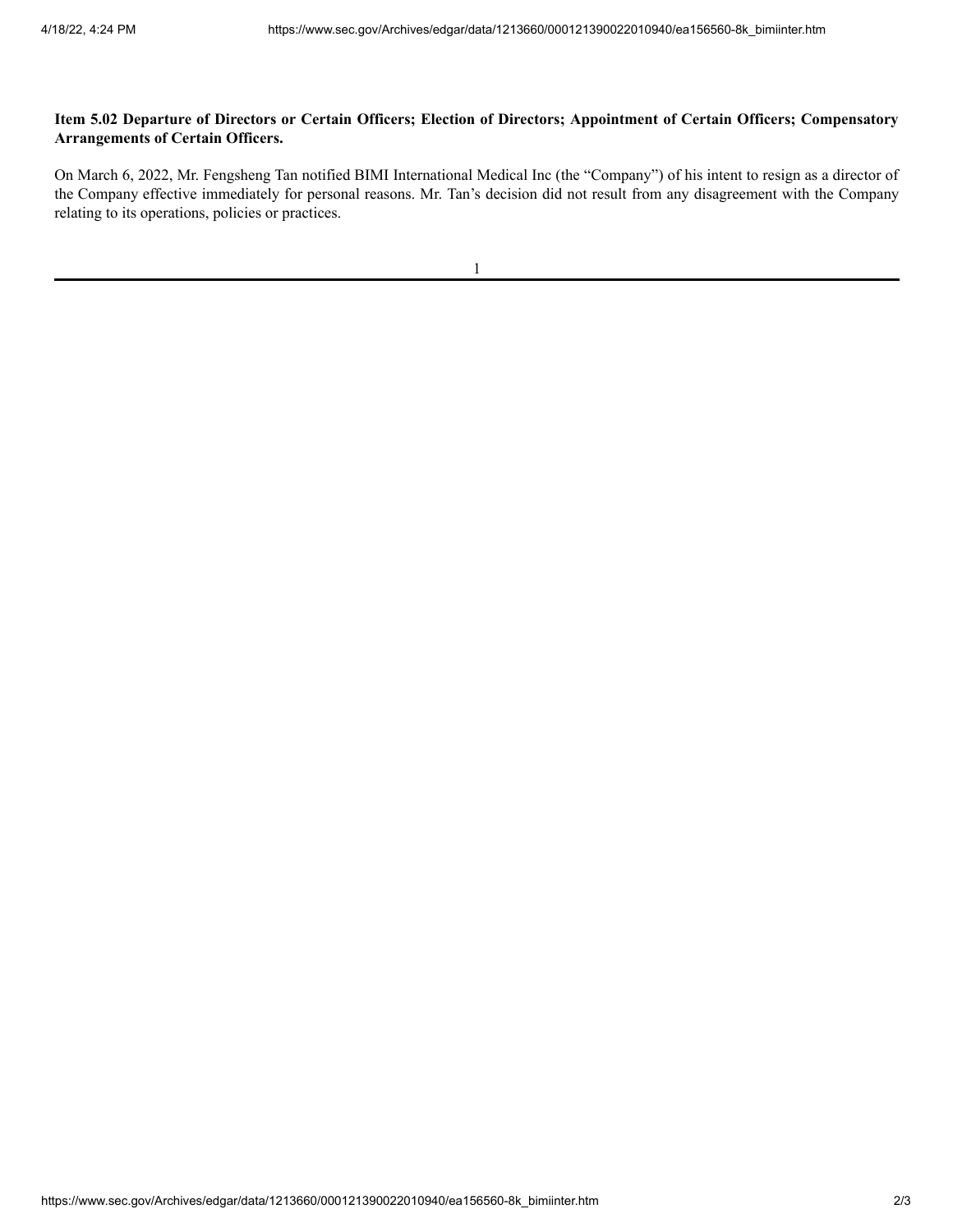**Item 5.02 Departure of Directors or Certain Officers; Election of Directors; Appointment of Certain Officers; Compensatory Arrangements of Certain Officers.**

On March 6, 2022, Mr. Fengsheng Tan notified BIMI International Medical Inc (the "Company") of his intent to resign as a director of the Company effective immediately for personal reasons. Mr. Tan's decision did not result from any disagreement with the Company relating to its operations, policies or practices.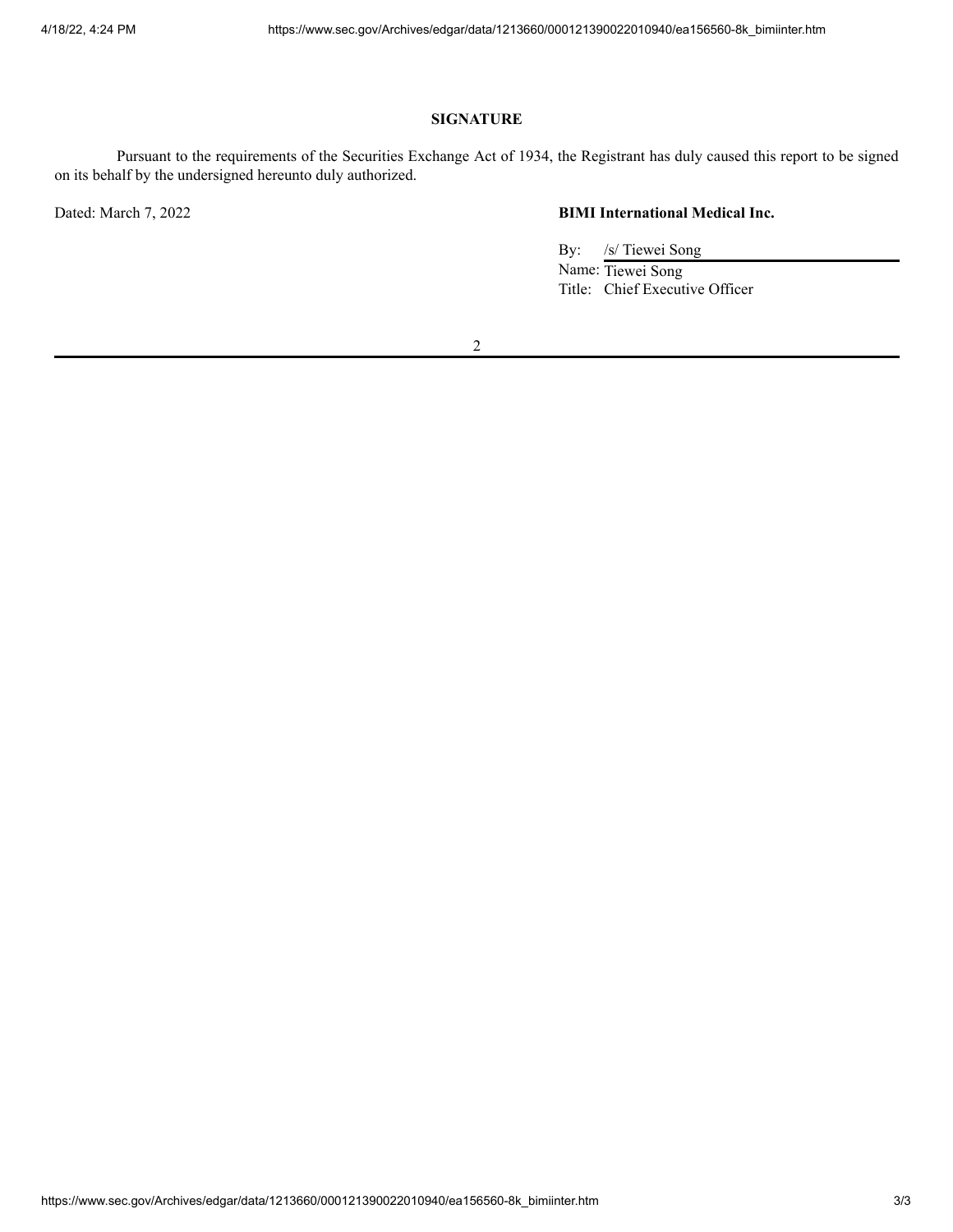**SIGNATURE**

Pursuant to the requirements of the Securities Exchange Act of 1934, the Registrant has duly caused this report to be signed on its behalf by the undersigned hereunto duly authorized.

Dated: March 7, 2022

**BIMI International Medical Inc.**

By: /s/ Tiewei Song

Name: Tiewei Song

Title: Chief Executive Officer